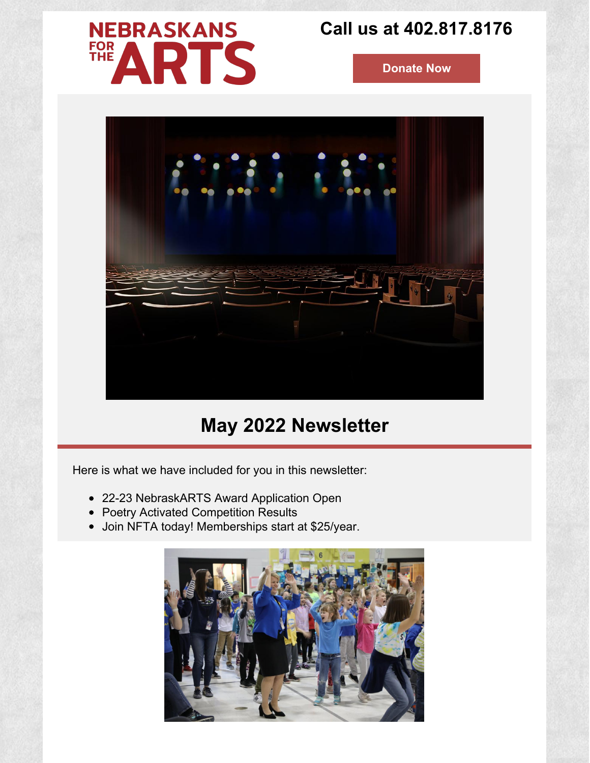NEBRASKANS FOR THE ARTS

Call us at 402.817.8176

Donate Now

# May 2022 Newsletter

Here is what we have included for you in this newsletter:

- 22-23 NebraskARTS Award Application Open
- Poetry Activated Competition Results
- Join NFTA today! Memberships start at $25/year.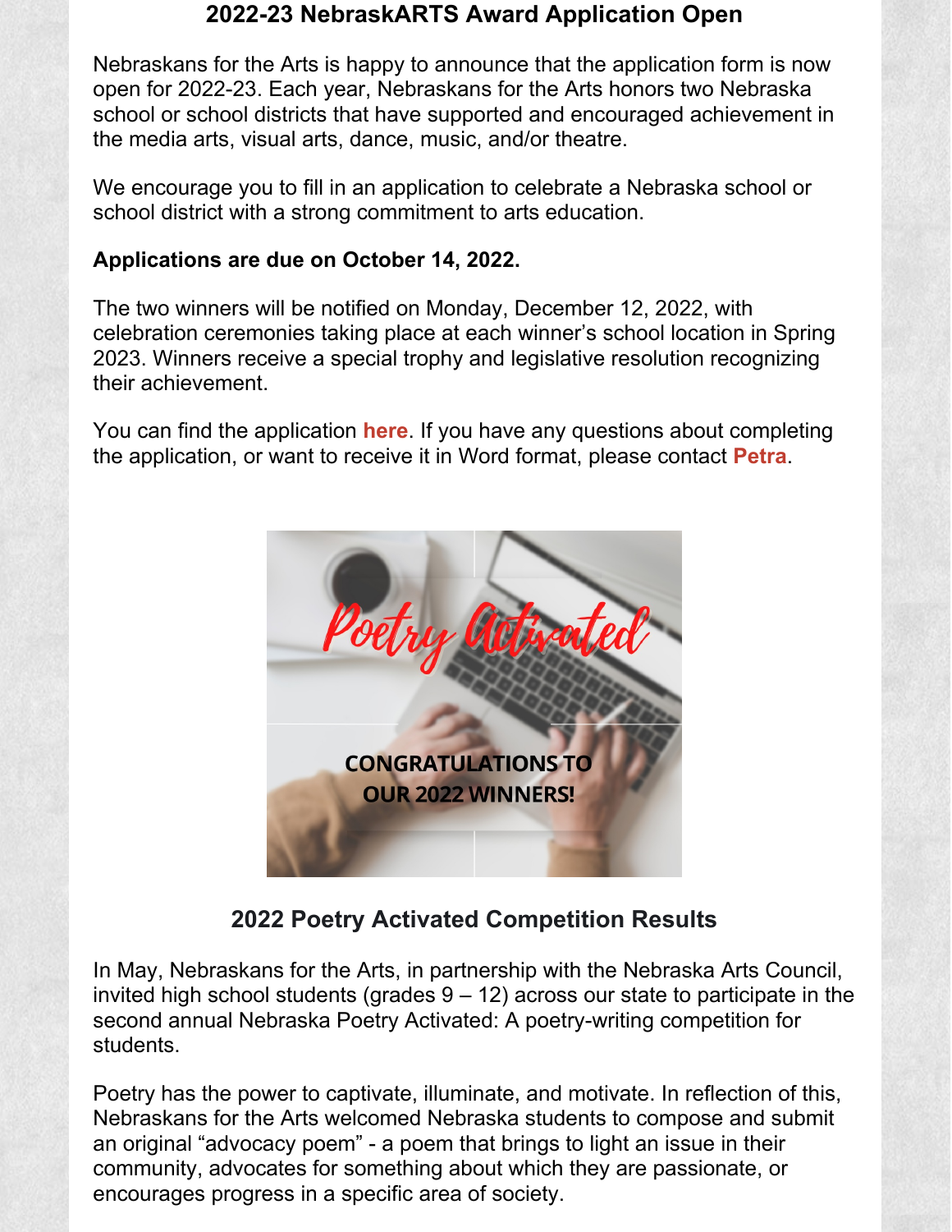## 2022-23 NebraskARTS Award Application Open

Nebraskans for the Arts is happy to announce that the application form is now open for 2022-23. Each year, Nebraskans for the Arts honors two Nebraska school or school districts that have supported and encouraged achievement in the media arts, visual arts, dance, music, and/or theatre.

We encourage you to fill in an application to celebrate a Nebraska school or school district with a strong commitment to arts education.

**Applications are due on October 14, 2022.**

The two winners will be notified on Monday, December 12, 2022, with celebration ceremonies taking place at each winner's school location in Spring 2023. Winners receive a special trophy and legislative resolution recognizing their achievement.

You can find the application **here**. If you have any questions about completing the application, or want to receive it in Word format, please contact **Petra**.

## 2022 Poetry Activated Competition Results

In May, Nebraskans for the Arts, in partnership with the Nebraska Arts Council, invited high school students (grades 9 – 12) across our state to participate in the second annual Nebraska Poetry Activated: A poetry-writing competition for students.

Poetry has the power to captivate, illuminate, and motivate. In reflection of this, Nebraskans for the Arts welcomed Nebraska students to compose and submit an original "advocacy poem" - a poem that brings to light an issue in their community, advocates for something about which they are passionate, or encourages progress in a specific area of society.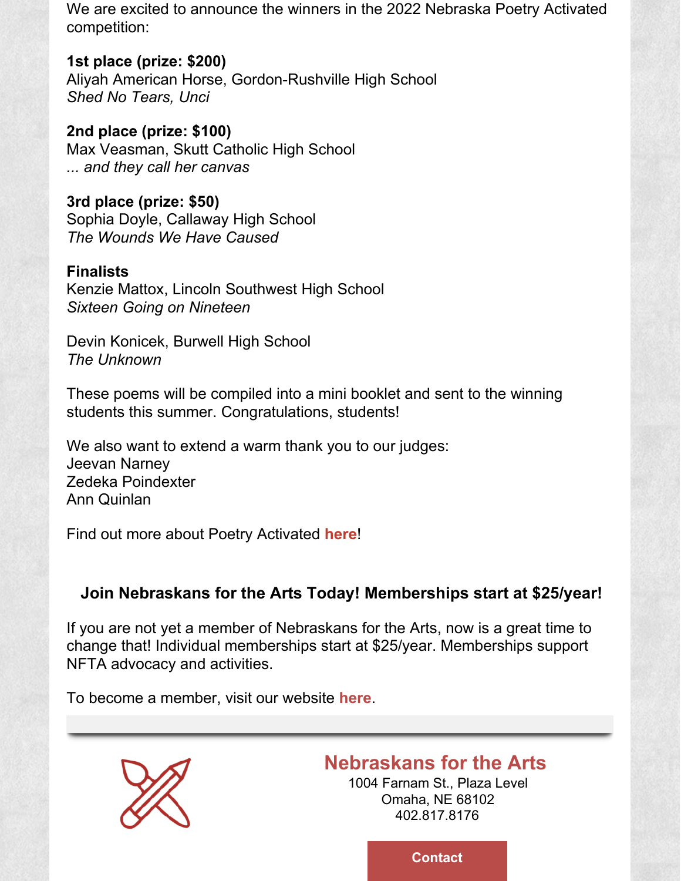We are excited to announce the winners in the 2022 Nebraska Poetry Activated competition:

**1st place (prize: $200)**
Aliyah American Horse, Gordon-Rushville High School
*Shed No Tears, Unci*

**2nd place (prize: $100)**
Max Veasman, Skutt Catholic High School
*... and they call her canvas*

**3rd place (prize: $50)**
Sophia Doyle, Callaway High School
*The Wounds We Have Caused*

**Finalists**
Kenzie Mattox, Lincoln Southwest High School
*Sixteen Going on Nineteen*

Devin Konicek, Burwell High School
*The Unknown*

These poems will be compiled into a mini booklet and sent to the winning students this summer. Congratulations, students!

We also want to extend a warm thank you to our judges:
Jeevan Narney
Zedeka Poindexter
Ann Quinlan

Find out more about Poetry Activated **here**!

### Join Nebraskans for the Arts Today! Memberships start at $25/year!

If you are not yet a member of Nebraskans for the Arts, now is a great time to change that! Individual memberships start at $25/year. Memberships support NFTA advocacy and activities.

To become a member, visit our website **here**.

---

## Nebraskans for the Arts

1004 Farnam St., Plaza Level
Omaha, NE 68102
402.817.8176

**Contact**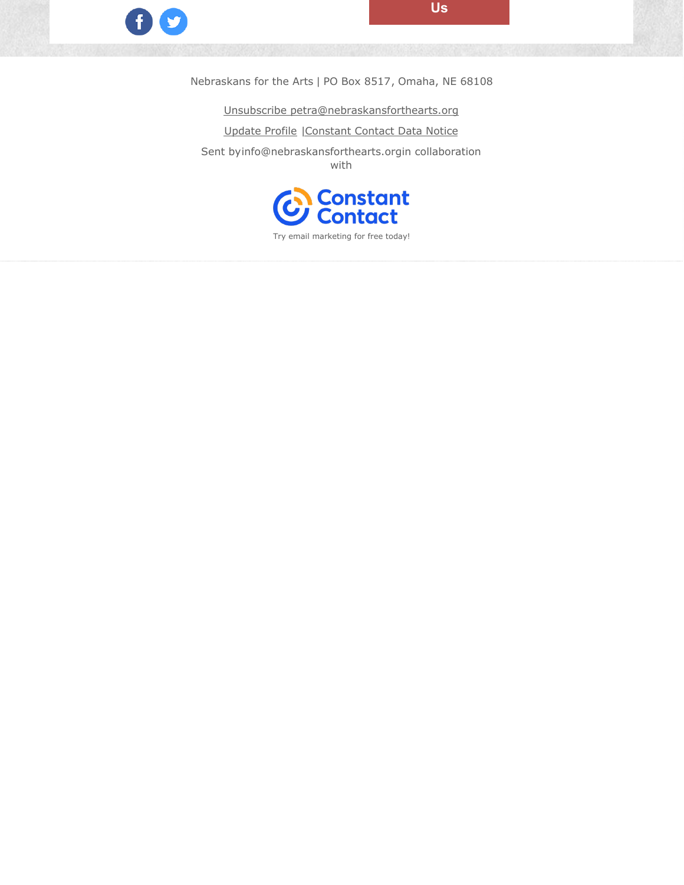Us

Nebraskans for the Arts | PO Box 8517, Omaha, NE 68108

Unsubscribe petra@nebraskansforthearts.org

Update Profile |Constant Contact Data Notice

Sent byinfo@nebraskansforthearts.orgin collaboration with

Constant Contact

Try email marketing for free today!